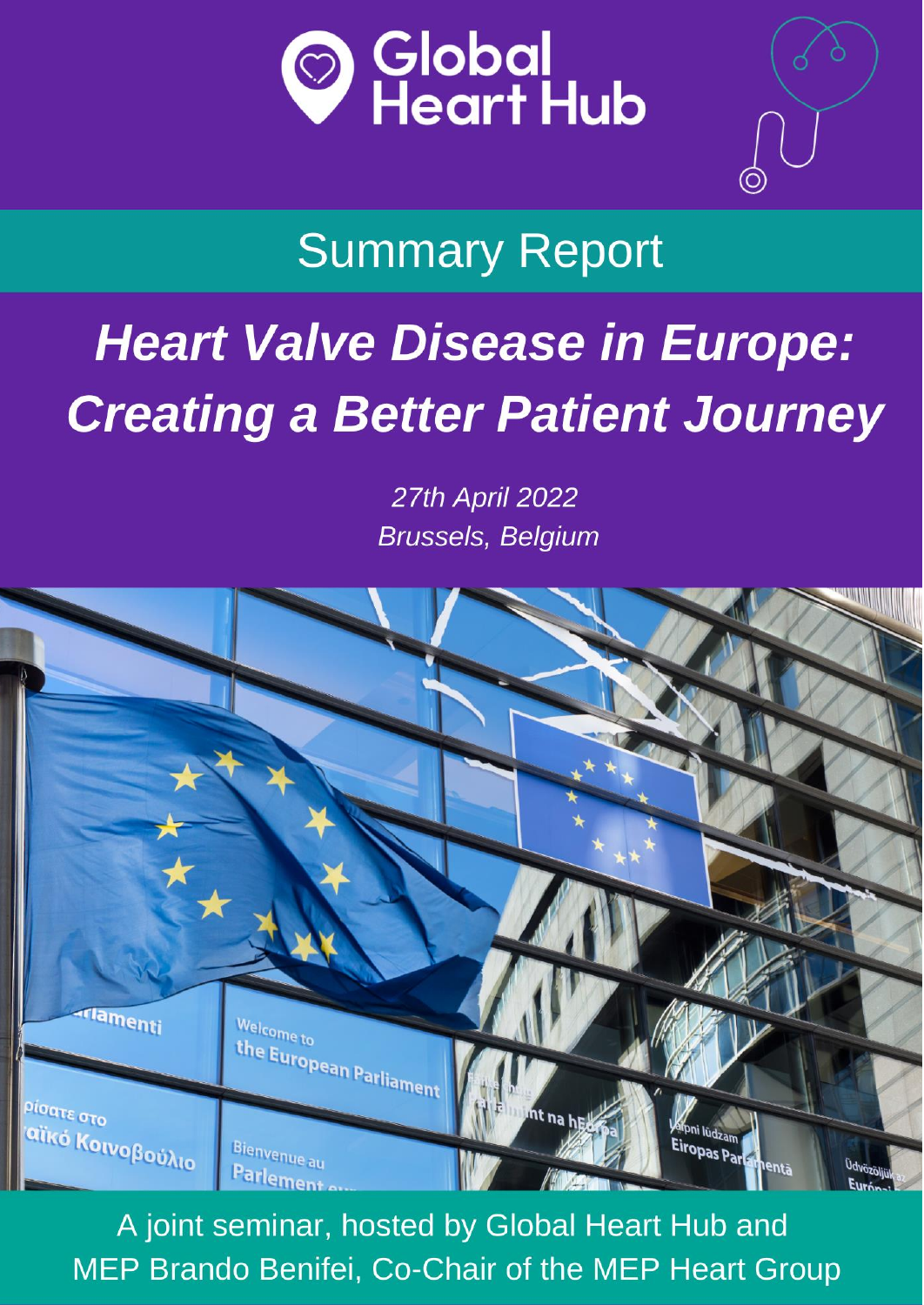Global Heart Hub

## Summary Report

# *Heart Valve Disease in Europe: Creating a Better Patient Journey*

*27th April 2022*
*Brussels, Belgium*

A joint seminar, hosted by Global Heart Hub and MEP Brando Benifei, Co-Chair of the MEP Heart Group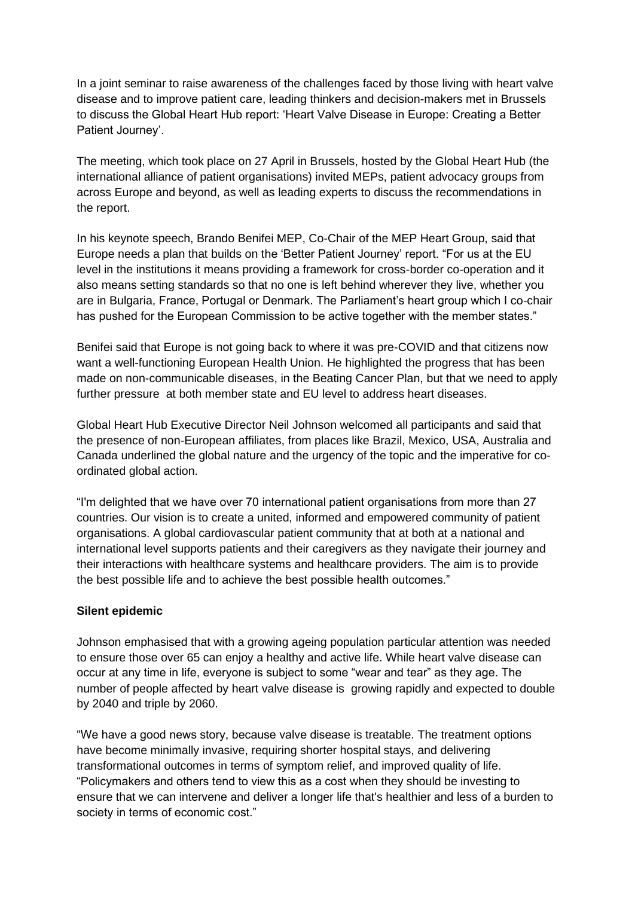In a joint seminar to raise awareness of the challenges faced by those living with heart valve disease and to improve patient care, leading thinkers and decision-makers met in Brussels to discuss the Global Heart Hub report: 'Heart Valve Disease in Europe: Creating a Better Patient Journey'.

The meeting, which took place on 27 April in Brussels, hosted by the Global Heart Hub (the international alliance of patient organisations) invited MEPs, patient advocacy groups from across Europe and beyond, as well as leading experts to discuss the recommendations in the report.

In his keynote speech, Brando Benifei MEP, Co-Chair of the MEP Heart Group, said that Europe needs a plan that builds on the 'Better Patient Journey' report. "For us at the EU level in the institutions it means providing a framework for cross-border co-operation and it also means setting standards so that no one is left behind wherever they live, whether you are in Bulgaria, France, Portugal or Denmark. The Parliament's heart group which I co-chair has pushed for the European Commission to be active together with the member states."

Benifei said that Europe is not going back to where it was pre-COVID and that citizens now want a well-functioning European Health Union. He highlighted the progress that has been made on non-communicable diseases, in the Beating Cancer Plan, but that we need to apply further pressure at both member state and EU level to address heart diseases.

Global Heart Hub Executive Director Neil Johnson welcomed all participants and said that the presence of non-European affiliates, from places like Brazil, Mexico, USA, Australia and Canada underlined the global nature and the urgency of the topic and the imperative for co-ordinated global action.

"I'm delighted that we have over 70 international patient organisations from more than 27 countries. Our vision is to create a united, informed and empowered community of patient organisations. A global cardiovascular patient community that at both at a national and international level supports patients and their caregivers as they navigate their journey and their interactions with healthcare systems and healthcare providers. The aim is to provide the best possible life and to achieve the best possible health outcomes."

**Silent epidemic**

Johnson emphasised that with a growing ageing population particular attention was needed to ensure those over 65 can enjoy a healthy and active life. While heart valve disease can occur at any time in life, everyone is subject to some "wear and tear" as they age. The number of people affected by heart valve disease is growing rapidly and expected to double by 2040 and triple by 2060.

"We have a good news story, because valve disease is treatable. The treatment options have become minimally invasive, requiring shorter hospital stays, and delivering transformational outcomes in terms of symptom relief, and improved quality of life. "Policymakers and others tend to view this as a cost when they should be investing to ensure that we can intervene and deliver a longer life that's healthier and less of a burden to society in terms of economic cost."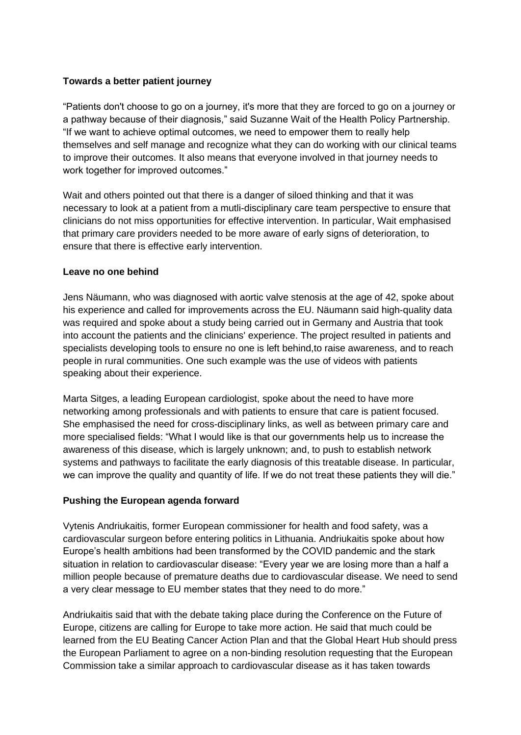**Towards a better patient journey**

"Patients don't choose to go on a journey, it's more that they are forced to go on a journey or a pathway because of their diagnosis," said Suzanne Wait of the Health Policy Partnership. "If we want to achieve optimal outcomes, we need to empower them to really help themselves and self manage and recognize what they can do working with our clinical teams to improve their outcomes. It also means that everyone involved in that journey needs to work together for improved outcomes."

Wait and others pointed out that there is a danger of siloed thinking and that it was necessary to look at a patient from a mutli-disciplinary care team perspective to ensure that clinicians do not miss opportunities for effective intervention. In particular, Wait emphasised that primary care providers needed to be more aware of early signs of deterioration, to ensure that there is effective early intervention.

**Leave no one behind**

Jens Näumann, who was diagnosed with aortic valve stenosis at the age of 42, spoke about his experience and called for improvements across the EU. Näumann said high-quality data was required and spoke about a study being carried out in Germany and Austria that took into account the patients and the clinicians' experience. The project resulted in patients and specialists developing tools to ensure no one is left behind,to raise awareness, and to reach people in rural communities. One such example was the use of videos with patients speaking about their experience.

Marta Sitges, a leading European cardiologist, spoke about the need to have more networking among professionals and with patients to ensure that care is patient focused. She emphasised the need for cross-disciplinary links, as well as between primary care and more specialised fields: "What I would like is that our governments help us to increase the awareness of this disease, which is largely unknown; and, to push to establish network systems and pathways to facilitate the early diagnosis of this treatable disease. In particular, we can improve the quality and quantity of life. If we do not treat these patients they will die."

**Pushing the European agenda forward**

Vytenis Andriukaitis, former European commissioner for health and food safety, was a cardiovascular surgeon before entering politics in Lithuania. Andriukaitis spoke about how Europe's health ambitions had been transformed by the COVID pandemic and the stark situation in relation to cardiovascular disease: "Every year we are losing more than a half a million people because of premature deaths due to cardiovascular disease. We need to send a very clear message to EU member states that they need to do more."

Andriukaitis said that with the debate taking place during the Conference on the Future of Europe, citizens are calling for Europe to take more action. He said that much could be learned from the EU Beating Cancer Action Plan and that the Global Heart Hub should press the European Parliament to agree on a non-binding resolution requesting that the European Commission take a similar approach to cardiovascular disease as it has taken towards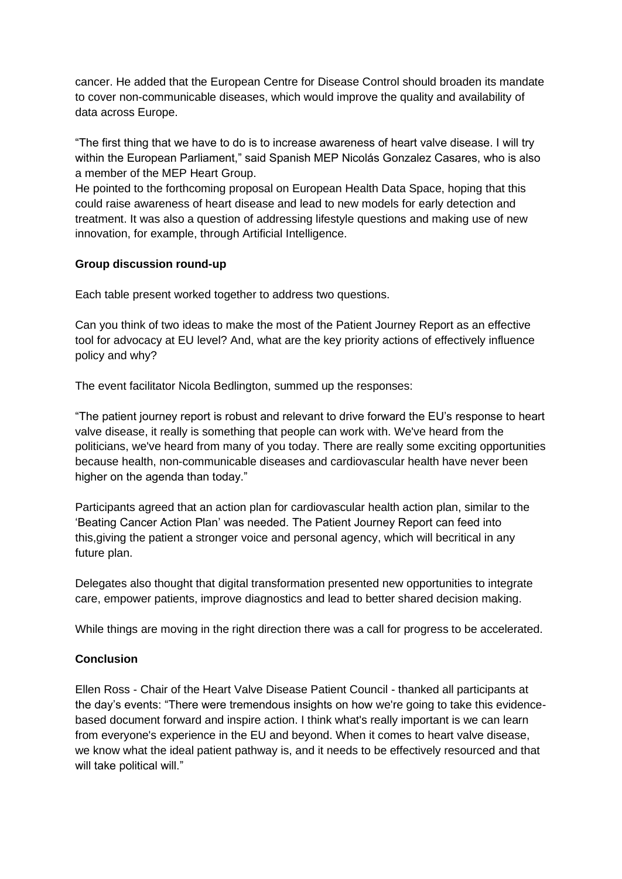cancer. He added that the European Centre for Disease Control should broaden its mandate to cover non-communicable diseases, which would improve the quality and availability of data across Europe.

“The first thing that we have to do is to increase awareness of heart valve disease. I will try within the European Parliament,” said Spanish MEP Nicolás Gonzalez Casares, who is also a member of the MEP Heart Group.

He pointed to the forthcoming proposal on European Health Data Space, hoping that this could raise awareness of heart disease and lead to new models for early detection and treatment. It was also a question of addressing lifestyle questions and making use of new innovation, for example, through Artificial Intelligence.

**Group discussion round-up**

Each table present worked together to address two questions.

Can you think of two ideas to make the most of the Patient Journey Report as an effective tool for advocacy at EU level? And, what are the key priority actions of effectively influence policy and why?

The event facilitator Nicola Bedlington, summed up the responses:

“The patient journey report is robust and relevant to drive forward the EU’s response to heart valve disease, it really is something that people can work with. We've heard from the politicians, we've heard from many of you today. There are really some exciting opportunities because health, non-communicable diseases and cardiovascular health have never been higher on the agenda than today.”

Participants agreed that an action plan for cardiovascular health action plan, similar to the ‘Beating Cancer Action Plan’ was needed. The Patient Journey Report can feed into this,giving the patient a stronger voice and personal agency, which will becritical in any future plan.

Delegates also thought that digital transformation presented new opportunities to integrate care, empower patients, improve diagnostics and lead to better shared decision making.

While things are moving in the right direction there was a call for progress to be accelerated.

**Conclusion**

Ellen Ross - Chair of the Heart Valve Disease Patient Council - thanked all participants at the day’s events: “There were tremendous insights on how we're going to take this evidence-based document forward and inspire action. I think what's really important is we can learn from everyone's experience in the EU and beyond. When it comes to heart valve disease, we know what the ideal patient pathway is, and it needs to be effectively resourced and that will take political will.”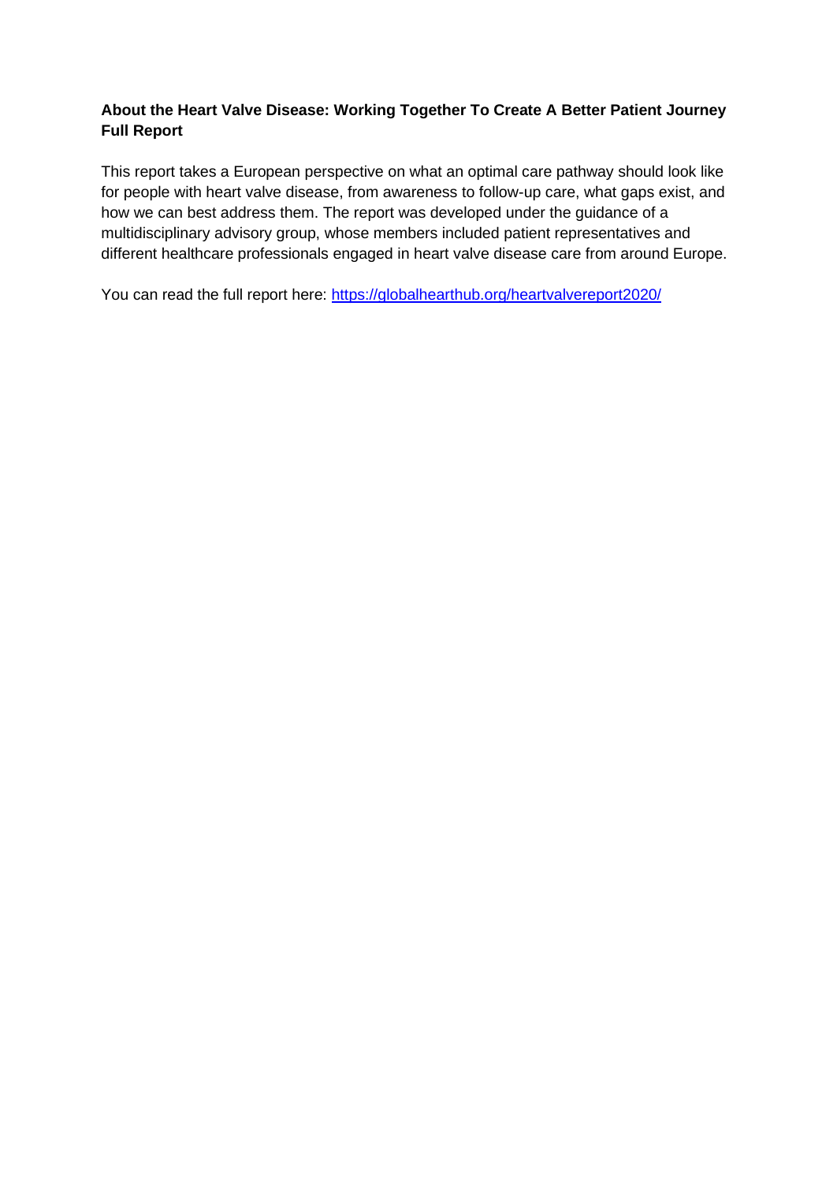**About the Heart Valve Disease: Working Together To Create A Better Patient Journey Full Report**

This report takes a European perspective on what an optimal care pathway should look like for people with heart valve disease, from awareness to follow-up care, what gaps exist, and how we can best address them. The report was developed under the guidance of a multidisciplinary advisory group, whose members included patient representatives and different healthcare professionals engaged in heart valve disease care from around Europe.

You can read the full report here: [https://globalhearthub.org/heartvalvereport2020/](https://globalhearthub.org/heartvalvereport2020/)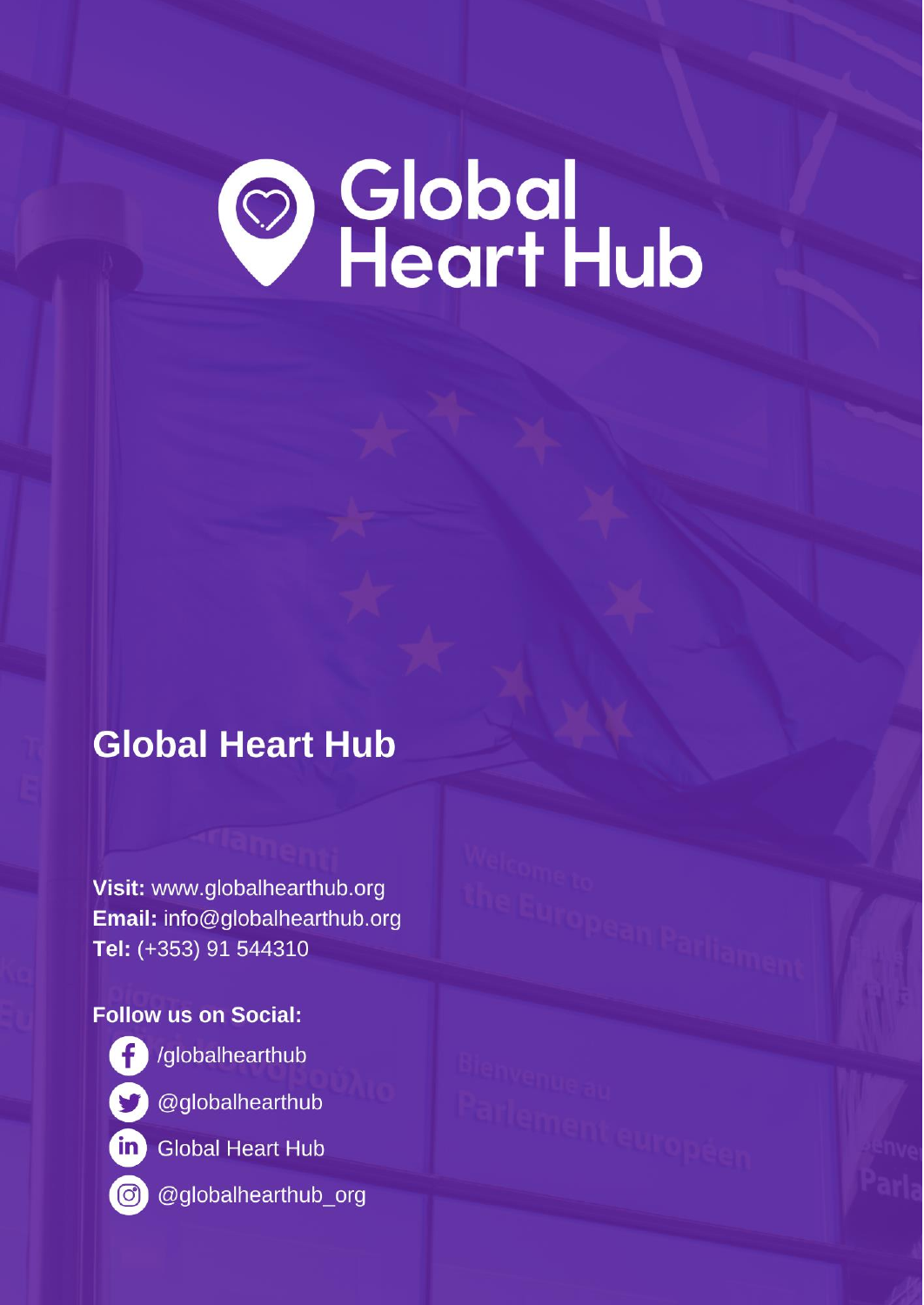# Global Heart Hub

## Global Heart Hub

**Visit:** www.globalhearthub.org
**Email:** info@globalhearthub.org
**Tel:** (+353) 91 544310

**Follow us on Social:**

- /globalhearthub
- @globalhearthub
- Global Heart Hub
- @globalhearthub_org